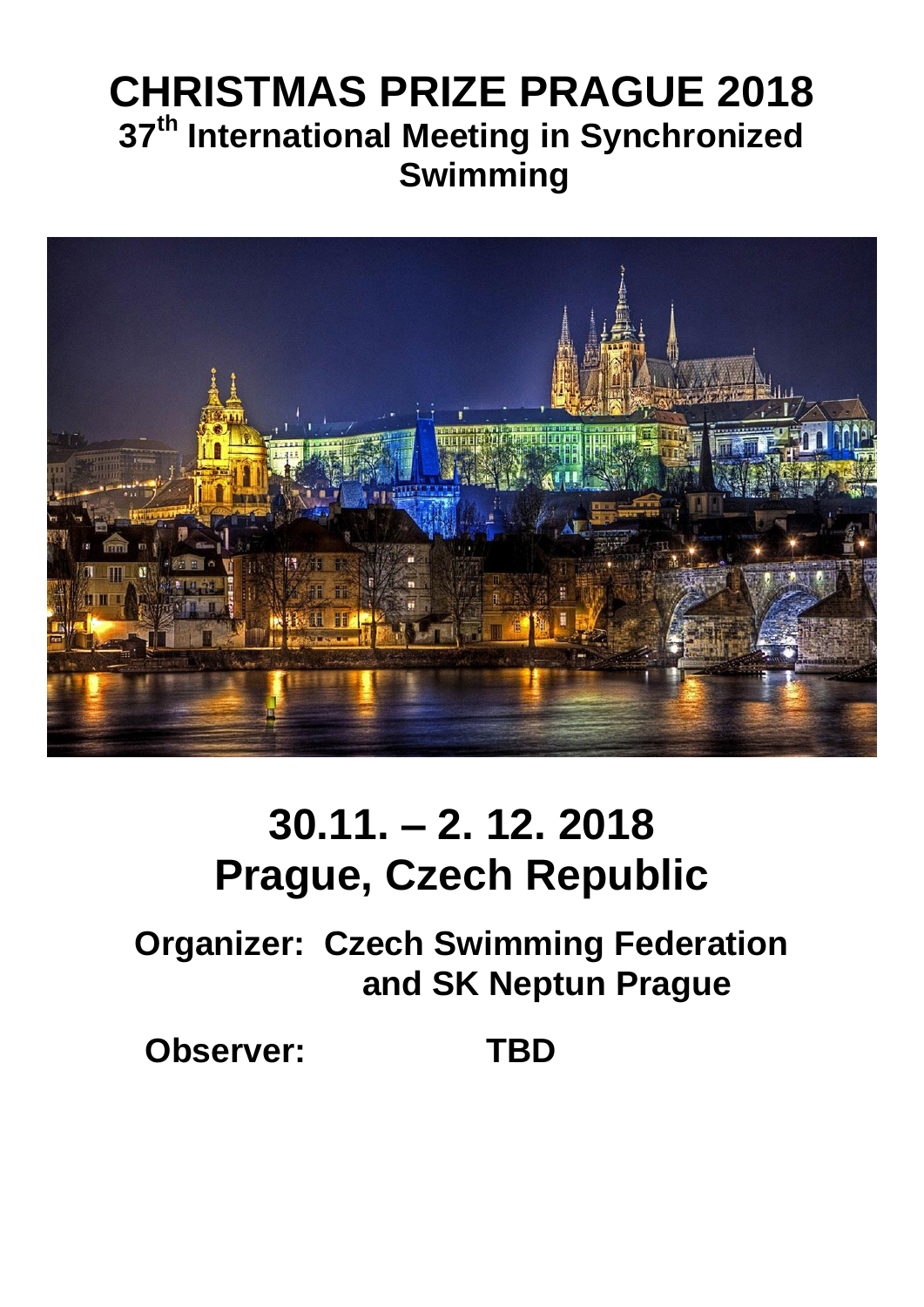# CHRISTMAS PRIZE PRAGUE 2018

## 37th International Meeting in Synchronized Swimming

# 30.11. – 2. 12. 2018
# Prague, Czech Republic

**Organizer: Czech Swimming Federation and SK Neptun Prague**

**Observer: TBD**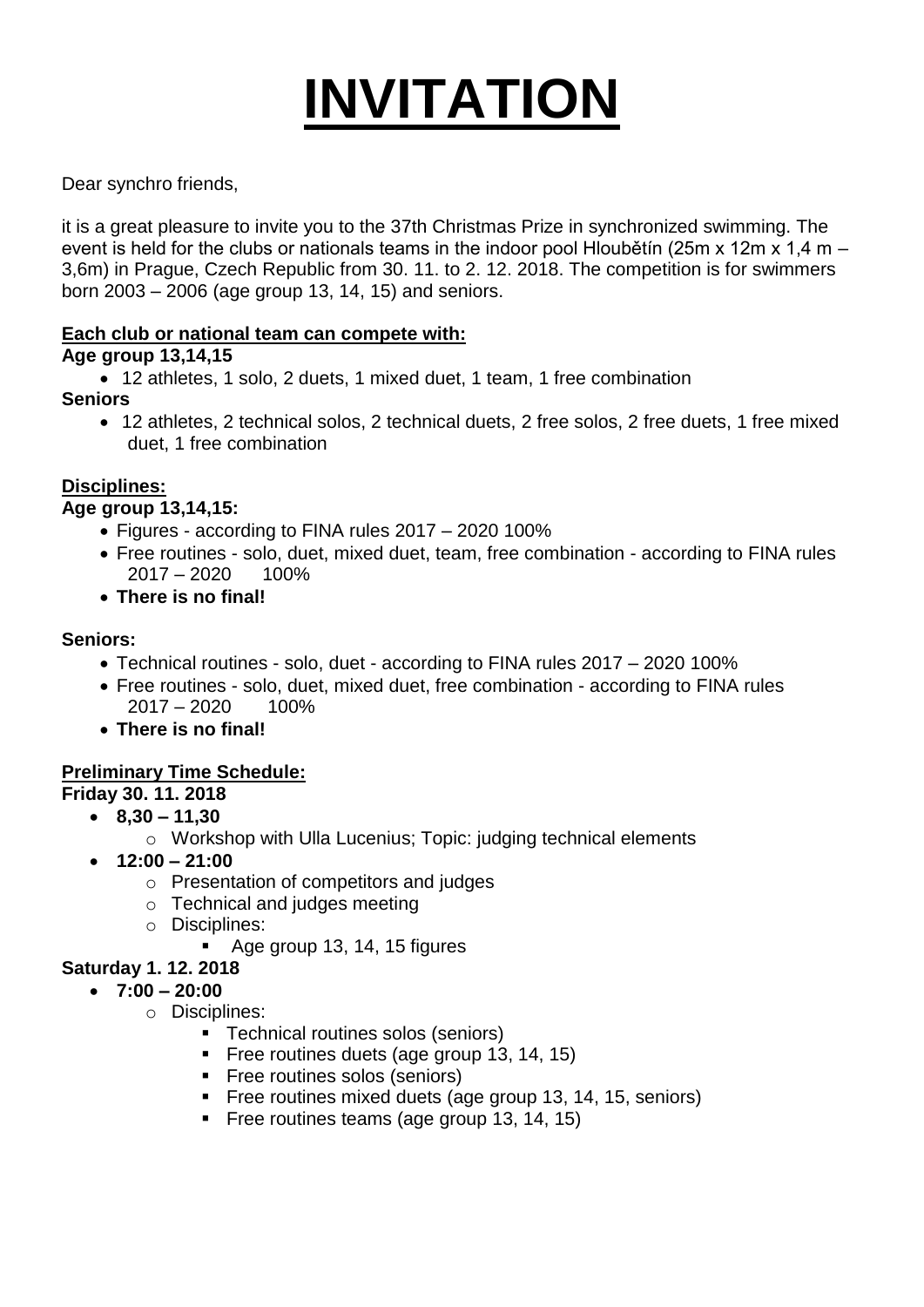# INVITATION

Dear synchro friends,

it is a great pleasure to invite you to the 37th Christmas Prize in synchronized swimming. The event is held for the clubs or nationals teams in the indoor pool Hloubětín (25m x 12m x 1,4 m – 3,6m) in Prague, Czech Republic from 30. 11. to 2. 12. 2018. The competition is for swimmers born 2003 – 2006 (age group 13, 14, 15) and seniors.

**Each club or national team can compete with:**

**Age group 13,14,15**

- 12 athletes, 1 solo, 2 duets, 1 mixed duet, 1 team, 1 free combination

**Seniors**

- 12 athletes, 2 technical solos, 2 technical duets, 2 free solos, 2 free duets, 1 free mixed duet, 1 free combination

**Disciplines:**

**Age group 13,14,15:**

- Figures - according to FINA rules 2017 – 2020 100%
- Free routines - solo, duet, mixed duet, team, free combination - according to FINA rules 2017 – 2020 100%
- **There is no final!**

**Seniors:**

- Technical routines - solo, duet - according to FINA rules 2017 – 2020 100%
- Free routines - solo, duet, mixed duet, free combination - according to FINA rules 2017 – 2020 100%
- **There is no final!**

**Preliminary Time Schedule:**

**Friday 30. 11. 2018**

- **8,30 – 11,30**
  - Workshop with Ulla Lucenius; Topic: judging technical elements
- **12:00 – 21:00**
  - Presentation of competitors and judges
  - Technical and judges meeting
  - Disciplines:
    - Age group 13, 14, 15 figures

**Saturday 1. 12. 2018**

- **7:00 – 20:00**
  - Disciplines:
    - Technical routines solos (seniors)
    - Free routines duets (age group 13, 14, 15)
    - Free routines solos (seniors)
    - Free routines mixed duets (age group 13, 14, 15, seniors)
    - Free routines teams (age group 13, 14, 15)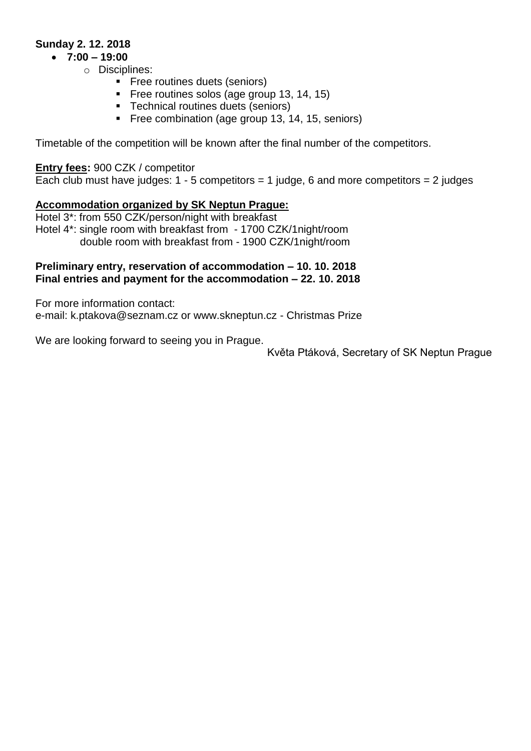**Sunday 2. 12. 2018**

- **7:00 – 19:00**
  - Disciplines:
    - Free routines duets (seniors)
    - Free routines solos (age group 13, 14, 15)
    - Technical routines duets (seniors)
    - Free combination (age group 13, 14, 15, seniors)

Timetable of the competition will be known after the final number of the competitors.

**Entry fees:** 900 CZK / competitor
Each club must have judges: 1 - 5 competitors = 1 judge, 6 and more competitors = 2 judges

**Accommodation organized by SK Neptun Prague:**
Hotel 3*: from 550 CZK/person/night with breakfast
Hotel 4*: single room with breakfast from - 1700 CZK/1night/room
double room with breakfast from - 1900 CZK/1night/room

**Preliminary entry, reservation of accommodation – 10. 10. 2018**
**Final entries and payment for the accommodation – 22. 10. 2018**

For more information contact:
e-mail: k.ptakova@seznam.cz or www.skneptun.cz - Christmas Prize

We are looking forward to seeing you in Prague.

Květa Ptáková, Secretary of SK Neptun Prague